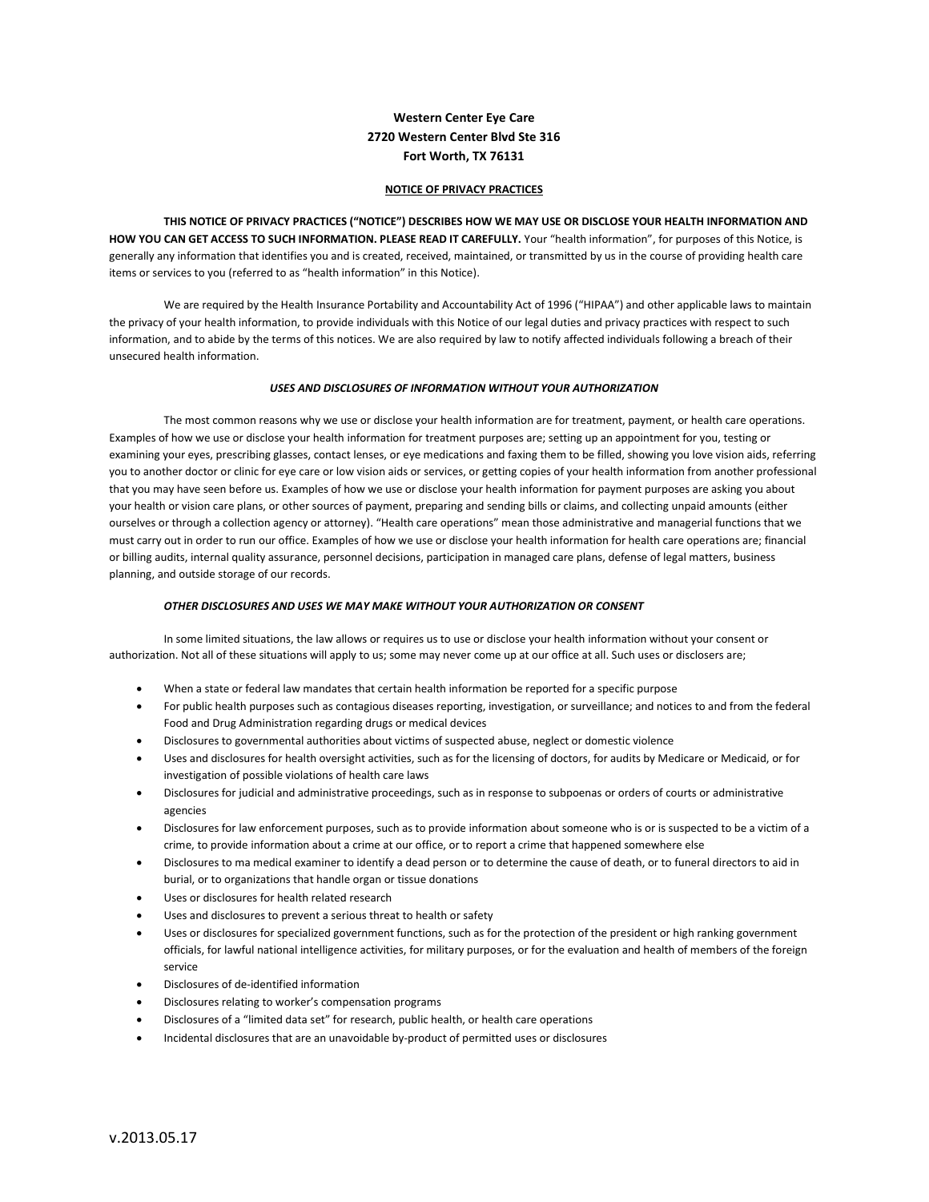**Western Center Eye Care**
**2720 Western Center Blvd Ste 316**
**Fort Worth, TX 76131**

## NOTICE OF PRIVACY PRACTICES

**THIS NOTICE OF PRIVACY PRACTICES ("NOTICE") DESCRIBES HOW WE MAY USE OR DISCLOSE YOUR HEALTH INFORMATION AND HOW YOU CAN GET ACCESS TO SUCH INFORMATION. PLEASE READ IT CAREFULLY.** Your "health information", for purposes of this Notice, is generally any information that identifies you and is created, received, maintained, or transmitted by us in the course of providing health care items or services to you (referred to as "health information" in this Notice).

We are required by the Health Insurance Portability and Accountability Act of 1996 ("HIPAA") and other applicable laws to maintain the privacy of your health information, to provide individuals with this Notice of our legal duties and privacy practices with respect to such information, and to abide by the terms of this notices. We are also required by law to notify affected individuals following a breach of their unsecured health information.

### *USES AND DISCLOSURES OF INFORMATION WITHOUT YOUR AUTHORIZATION*

The most common reasons why we use or disclose your health information are for treatment, payment, or health care operations. Examples of how we use or disclose your health information for treatment purposes are; setting up an appointment for you, testing or examining your eyes, prescribing glasses, contact lenses, or eye medications and faxing them to be filled, showing you love vision aids, referring you to another doctor or clinic for eye care or low vision aids or services, or getting copies of your health information from another professional that you may have seen before us. Examples of how we use or disclose your health information for payment purposes are asking you about your health or vision care plans, or other sources of payment, preparing and sending bills or claims, and collecting unpaid amounts (either ourselves or through a collection agency or attorney). "Health care operations" mean those administrative and managerial functions that we must carry out in order to run our office. Examples of how we use or disclose your health information for health care operations are; financial or billing audits, internal quality assurance, personnel decisions, participation in managed care plans, defense of legal matters, business planning, and outside storage of our records.

### *OTHER DISCLOSURES AND USES WE MAY MAKE WITHOUT YOUR AUTHORIZATION OR CONSENT*

In some limited situations, the law allows or requires us to use or disclose your health information without your consent or authorization. Not all of these situations will apply to us; some may never come up at our office at all. Such uses or disclosers are;

- When a state or federal law mandates that certain health information be reported for a specific purpose
- For public health purposes such as contagious diseases reporting, investigation, or surveillance; and notices to and from the federal Food and Drug Administration regarding drugs or medical devices
- Disclosures to governmental authorities about victims of suspected abuse, neglect or domestic violence
- Uses and disclosures for health oversight activities, such as for the licensing of doctors, for audits by Medicare or Medicaid, or for investigation of possible violations of health care laws
- Disclosures for judicial and administrative proceedings, such as in response to subpoenas or orders of courts or administrative agencies
- Disclosures for law enforcement purposes, such as to provide information about someone who is or is suspected to be a victim of a crime, to provide information about a crime at our office, or to report a crime that happened somewhere else
- Disclosures to ma medical examiner to identify a dead person or to determine the cause of death, or to funeral directors to aid in burial, or to organizations that handle organ or tissue donations
- Uses or disclosures for health related research
- Uses and disclosures to prevent a serious threat to health or safety
- Uses or disclosures for specialized government functions, such as for the protection of the president or high ranking government officials, for lawful national intelligence activities, for military purposes, or for the evaluation and health of members of the foreign service
- Disclosures of de-identified information
- Disclosures relating to worker's compensation programs
- Disclosures of a "limited data set" for research, public health, or health care operations
- Incidental disclosures that are an unavoidable by-product of permitted uses or disclosures

v.2013.05.17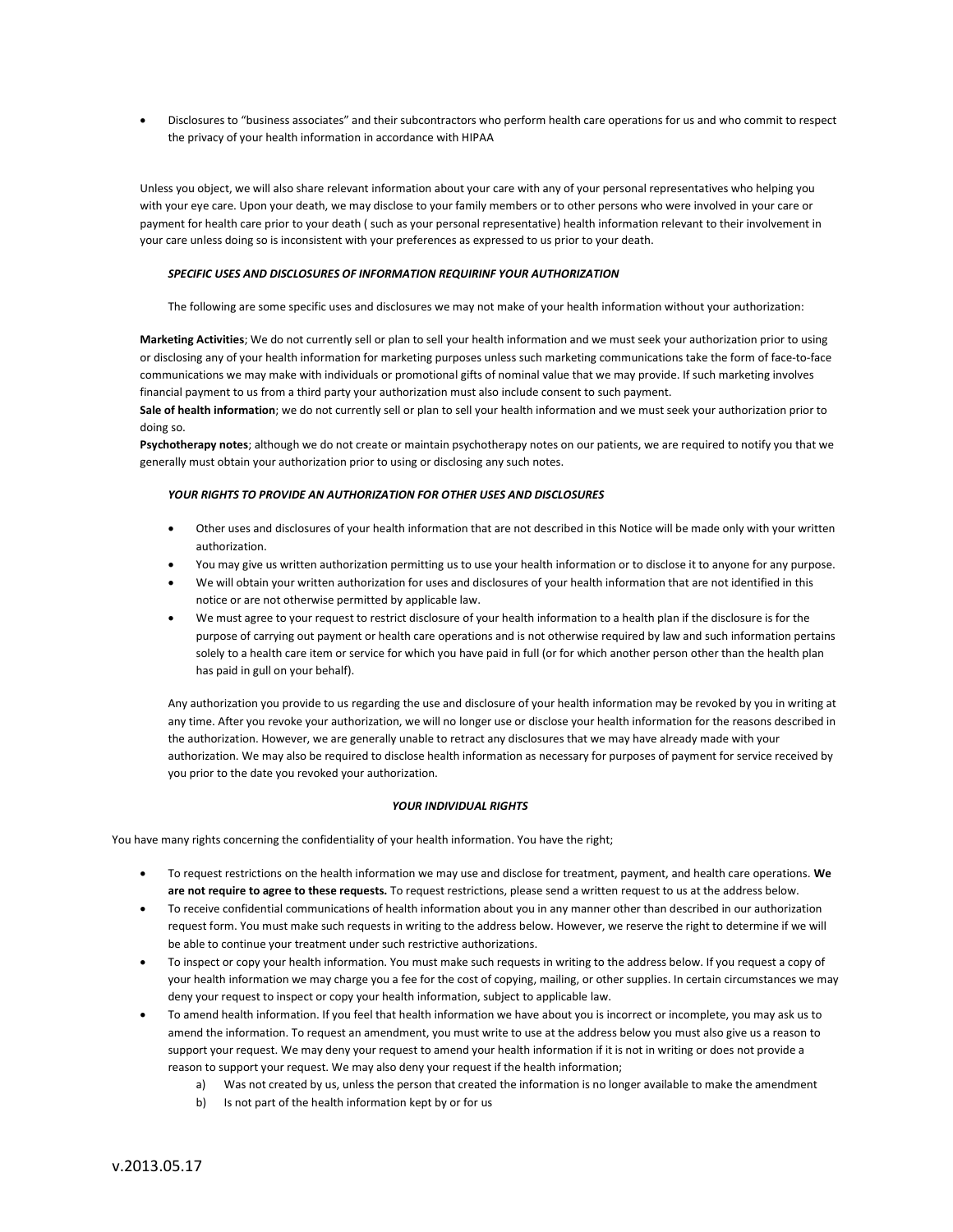- Disclosures to "business associates" and their subcontractors who perform health care operations for us and who commit to respect the privacy of your health information in accordance with HIPAA

Unless you object, we will also share relevant information about your care with any of your personal representatives who helping you with your eye care. Upon your death, we may disclose to your family members or to other persons who were involved in your care or payment for health care prior to your death ( such as your personal representative) health information relevant to their involvement in your care unless doing so is inconsistent with your preferences as expressed to us prior to your death.

***SPECIFIC USES AND DISCLOSURES OF INFORMATION REQUIRINF YOUR AUTHORIZATION***

The following are some specific uses and disclosures we may not make of your health information without your authorization:

**Marketing Activities**; We do not currently sell or plan to sell your health information and we must seek your authorization prior to using or disclosing any of your health information for marketing purposes unless such marketing communications take the form of face-to-face communications we may make with individuals or promotional gifts of nominal value that we may provide. If such marketing involves financial payment to us from a third party your authorization must also include consent to such payment.
**Sale of health information**; we do not currently sell or plan to sell your health information and we must seek your authorization prior to doing so.
**Psychotherapy notes**; although we do not create or maintain psychotherapy notes on our patients, we are required to notify you that we generally must obtain your authorization prior to using or disclosing any such notes.

***YOUR RIGHTS TO PROVIDE AN AUTHORIZATION FOR OTHER USES AND DISCLOSURES***

- Other uses and disclosures of your health information that are not described in this Notice will be made only with your written authorization.
- You may give us written authorization permitting us to use your health information or to disclose it to anyone for any purpose.
- We will obtain your written authorization for uses and disclosures of your health information that are not identified in this notice or are not otherwise permitted by applicable law.
- We must agree to your request to restrict disclosure of your health information to a health plan if the disclosure is for the purpose of carrying out payment or health care operations and is not otherwise required by law and such information pertains solely to a health care item or service for which you have paid in full (or for which another person other than the health plan has paid in gull on your behalf).

Any authorization you provide to us regarding the use and disclosure of your health information may be revoked by you in writing at any time. After you revoke your authorization, we will no longer use or disclose your health information for the reasons described in the authorization. However, we are generally unable to retract any disclosures that we may have already made with your authorization. We may also be required to disclose health information as necessary for purposes of payment for service received by you prior to the date you revoked your authorization.

***YOUR INDIVIDUAL RIGHTS***

You have many rights concerning the confidentiality of your health information. You have the right;

- To request restrictions on the health information we may use and disclose for treatment, payment, and health care operations. **We are not require to agree to these requests.** To request restrictions, please send a written request to us at the address below.
- To receive confidential communications of health information about you in any manner other than described in our authorization request form. You must make such requests in writing to the address below. However, we reserve the right to determine if we will be able to continue your treatment under such restrictive authorizations.
- To inspect or copy your health information. You must make such requests in writing to the address below. If you request a copy of your health information we may charge you a fee for the cost of copying, mailing, or other supplies. In certain circumstances we may deny your request to inspect or copy your health information, subject to applicable law.
- To amend health information. If you feel that health information we have about you is incorrect or incomplete, you may ask us to amend the information. To request an amendment, you must write to use at the address below you must also give us a reason to support your request. We may deny your request to amend your health information if it is not in writing or does not provide a reason to support your request. We may also deny your request if the health information;
    a) Was not created by us, unless the person that created the information is no longer available to make the amendment
    b) Is not part of the health information kept by or for us

v.2013.05.17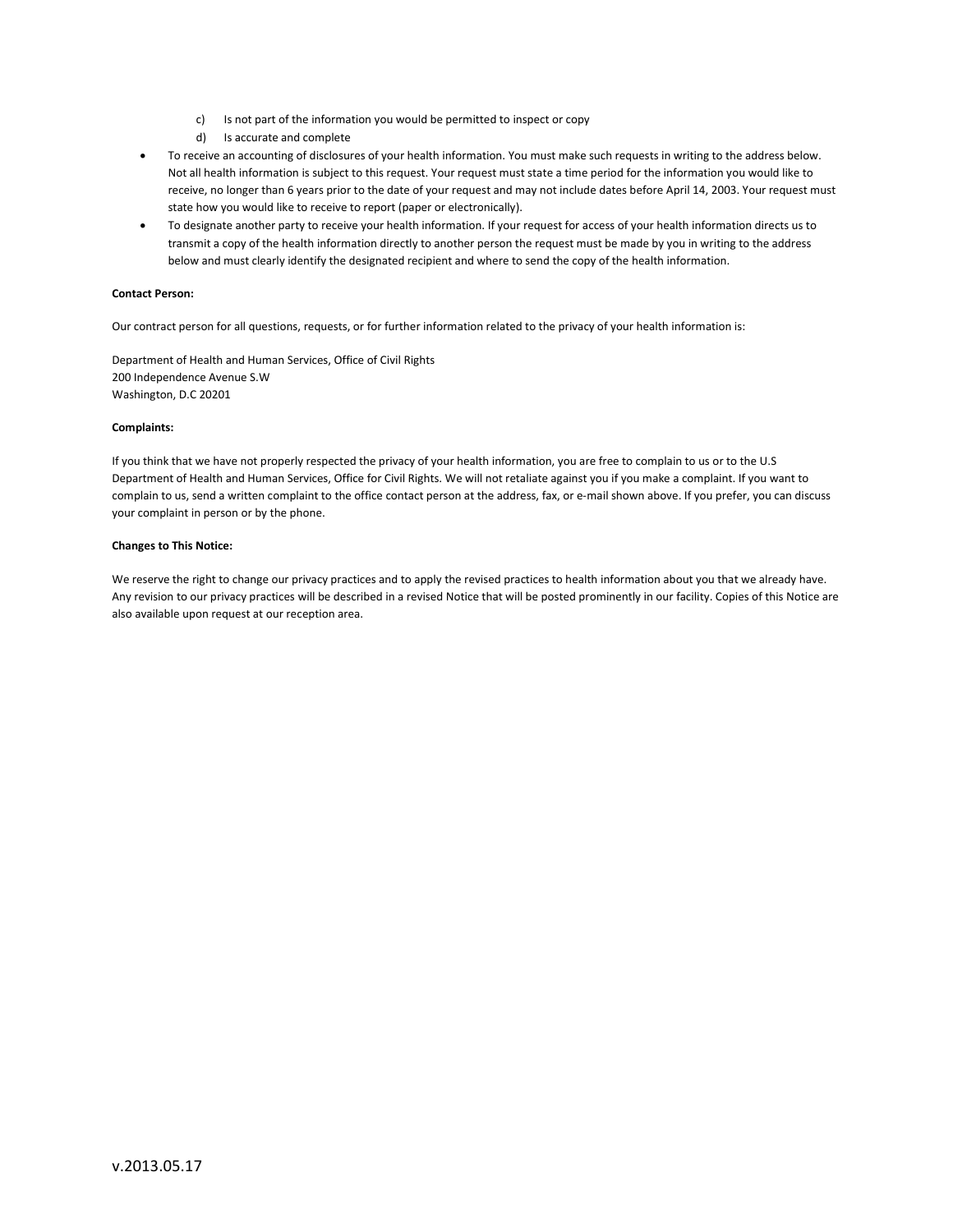c) Is not part of the information you would be permitted to inspect or copy

d) Is accurate and complete

- To receive an accounting of disclosures of your health information. You must make such requests in writing to the address below. Not all health information is subject to this request. Your request must state a time period for the information you would like to receive, no longer than 6 years prior to the date of your request and may not include dates before April 14, 2003. Your request must state how you would like to receive to report (paper or electronically).
- To designate another party to receive your health information. If your request for access of your health information directs us to transmit a copy of the health information directly to another person the request must be made by you in writing to the address below and must clearly identify the designated recipient and where to send the copy of the health information.

**Contact Person:**

Our contract person for all questions, requests, or for further information related to the privacy of your health information is:

Department of Health and Human Services, Office of Civil Rights
200 Independence Avenue S.W
Washington, D.C 20201

**Complaints:**

If you think that we have not properly respected the privacy of your health information, you are free to complain to us or to the U.S Department of Health and Human Services, Office for Civil Rights. We will not retaliate against you if you make a complaint. If you want to complain to us, send a written complaint to the office contact person at the address, fax, or e-mail shown above. If you prefer, you can discuss your complaint in person or by the phone.

**Changes to This Notice:**

We reserve the right to change our privacy practices and to apply the revised practices to health information about you that we already have. Any revision to our privacy practices will be described in a revised Notice that will be posted prominently in our facility. Copies of this Notice are also available upon request at our reception area.

v.2013.05.17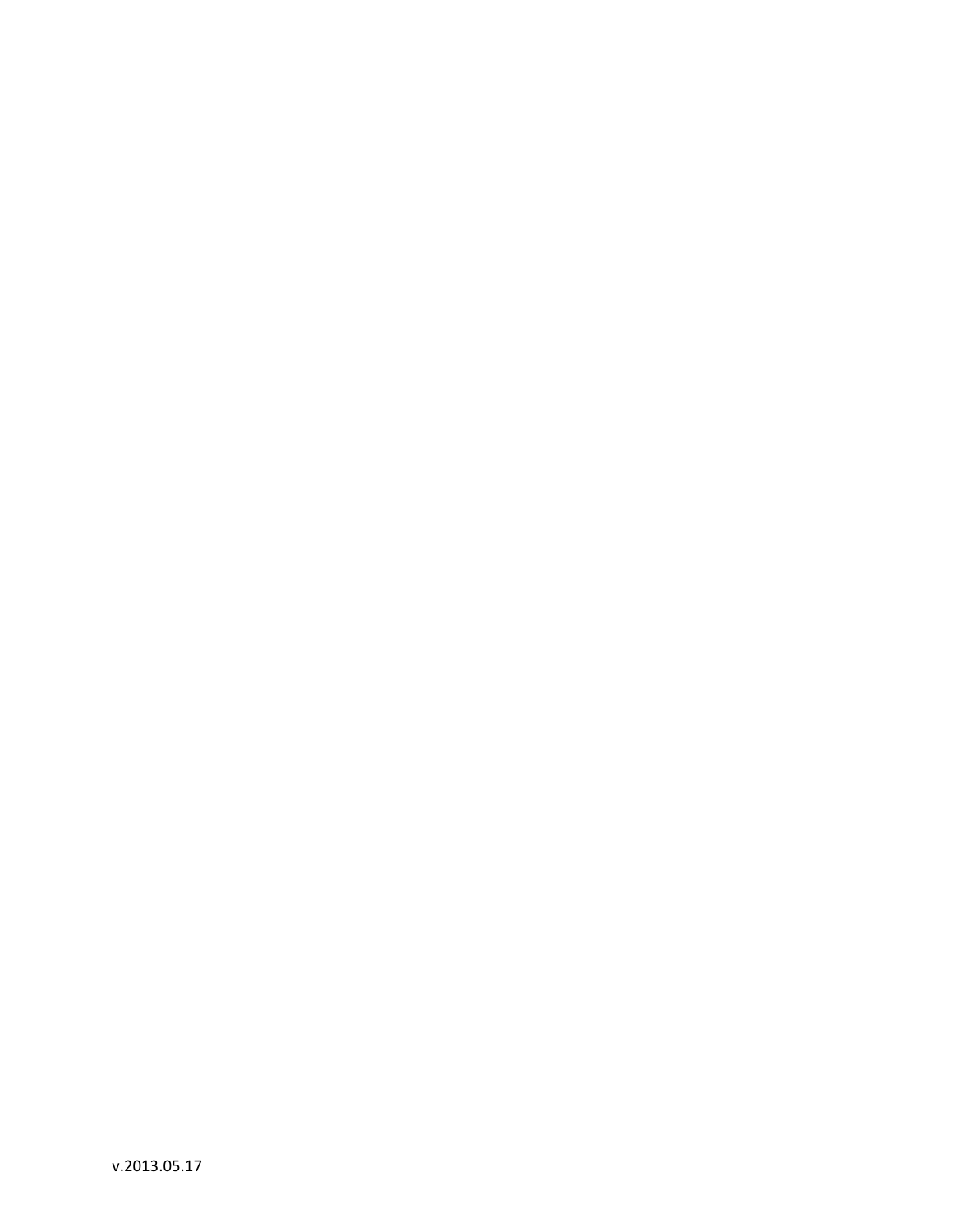v.2013.05.17